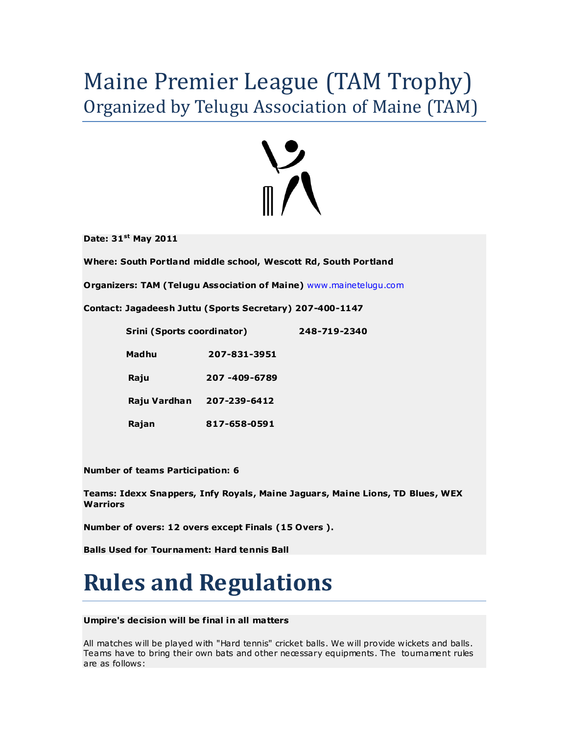# Maine Premier League (TAM Trophy)

## Organized by Telugu Association of Maine (TAM)

**Date: 31st May 2011**

**Where: South Portland middle school, Wescott Rd, South Portland**

**Organizers: TAM (Telugu Association of Maine)** www.mainetelugu.com

**Contact: Jagadeesh Juttu (Sports Secretary) 207-400-1147**

| | |
|---|---|
| **Srini (Sports coordinator)** | **248-719-2340** |
| **Madhu** | **207-831-3951** |
| **Raju** | **207 -409-6789** |
| **Raju Vardhan** | **207-239-6412** |
| **Rajan** | **817-658-0591** |

**Number of teams Participation: 6**

**Teams: Idexx Snappers, Infy Royals, Maine Jaguars, Maine Lions, TD Blues, WEX Warriors**

**Number of overs: 12 overs except Finals (15 Overs ).**

**Balls Used for Tournament: Hard tennis Ball**

# Rules and Regulations

**Umpire's decision will be final in all matters**

All matches will be played with "Hard tennis" cricket balls. We will provide wickets and balls. Teams have to bring their own bats and other necessary equipments. The tournament rules are as follows: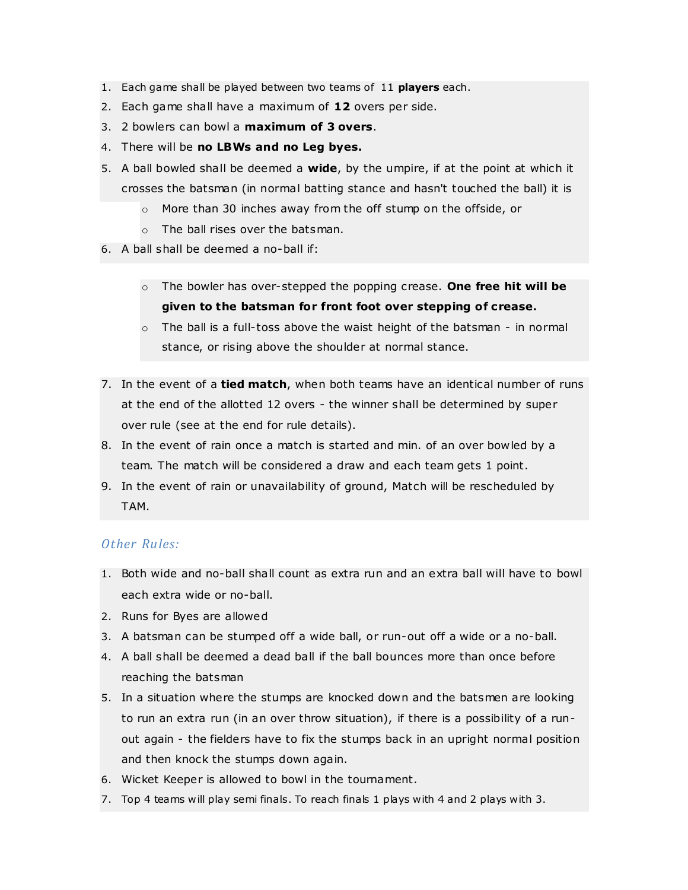1. Each game shall be played between two teams of 11 **players** each.
2. Each game shall have a maximum of **12** overs per side.
3. 2 bowlers can bowl a **maximum of 3 overs**.
4. There will be **no LBWs and no Leg byes.**
5. A ball bowled shall be deemed a **wide**, by the umpire, if at the point at which it crosses the batsman (in normal batting stance and hasn't touched the ball) it is
   - More than 30 inches away from the off stump on the offside, or
   - The ball rises over the batsman.
6. A ball shall be deemed a no-ball if:
   - The bowler has over-stepped the popping crease. **One free hit will be given to the batsman for front foot over stepping of crease.**
   - The ball is a full-toss above the waist height of the batsman - in normal stance, or rising above the shoulder at normal stance.
7. In the event of a **tied match**, when both teams have an identical number of runs at the end of the allotted 12 overs - the winner shall be determined by super over rule (see at the end for rule details).
8. In the event of rain once a match is started and min. of an over bowled by a team. The match will be considered a draw and each team gets 1 point.
9. In the event of rain or unavailability of ground, Match will be rescheduled by TAM.

### *Other Rules:*

1. Both wide and no-ball shall count as extra run and an extra ball will have to bowl each extra wide or no-ball.
2. Runs for Byes are allowed
3. A batsman can be stumped off a wide ball, or run-out off a wide or a no-ball.
4. A ball shall be deemed a dead ball if the ball bounces more than once before reaching the batsman
5. In a situation where the stumps are knocked down and the batsmen are looking to run an extra run (in an over throw situation), if there is a possibility of a run-out again - the fielders have to fix the stumps back in an upright normal position and then knock the stumps down again.
6. Wicket Keeper is allowed to bowl in the tournament.
7. Top 4 teams will play semi finals. To reach finals 1 plays with 4 and 2 plays with 3.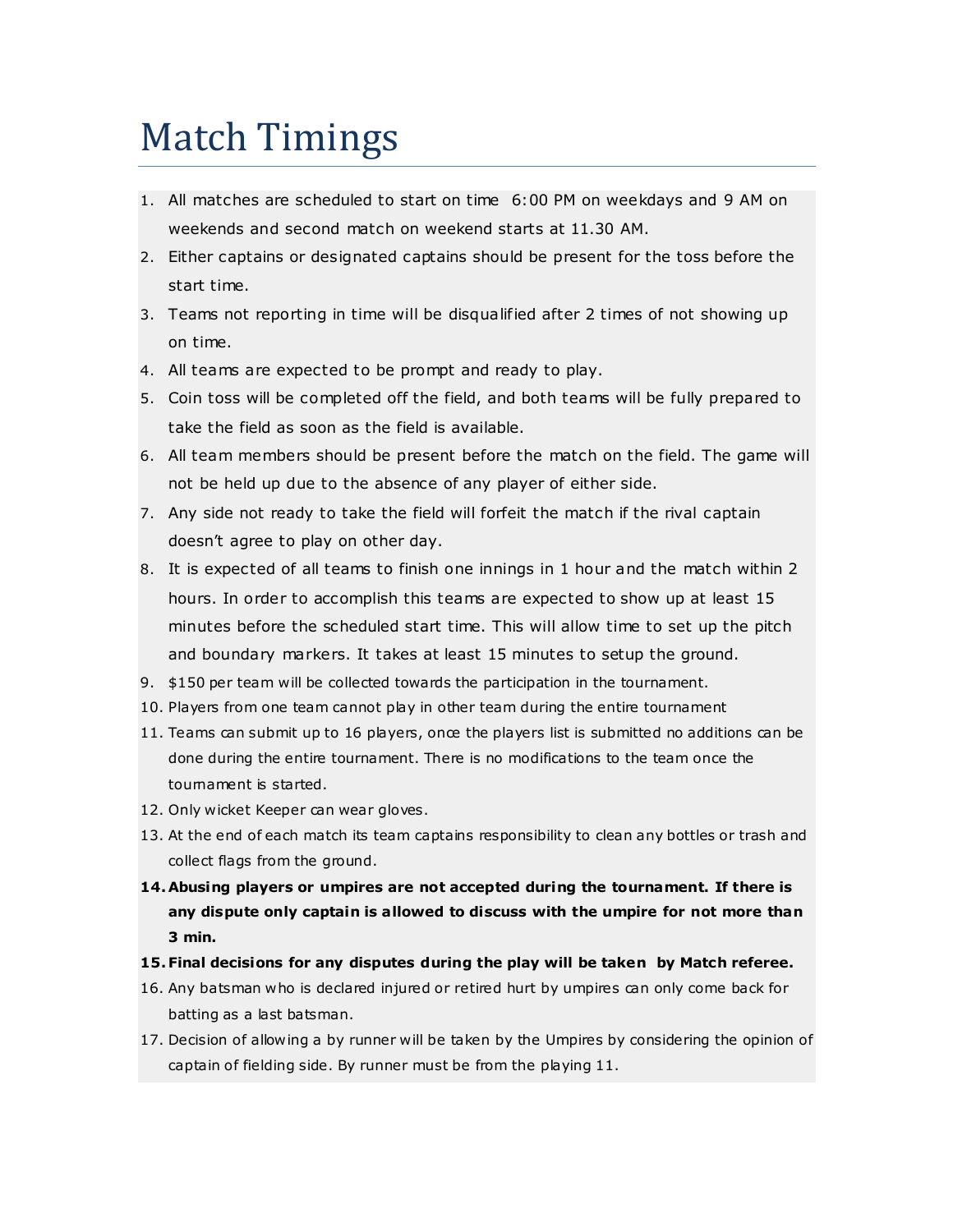# Match Timings

1. All matches are scheduled to start on time 6:00 PM on weekdays and 9 AM on weekends and second match on weekend starts at 11.30 AM.
2. Either captains or designated captains should be present for the toss before the start time.
3. Teams not reporting in time will be disqualified after 2 times of not showing up on time.
4. All teams are expected to be prompt and ready to play.
5. Coin toss will be completed off the field, and both teams will be fully prepared to take the field as soon as the field is available.
6. All team members should be present before the match on the field. The game will not be held up due to the absence of any player of either side.
7. Any side not ready to take the field will forfeit the match if the rival captain doesn't agree to play on other day.
8. It is expected of all teams to finish one innings in 1 hour and the match within 2 hours. In order to accomplish this teams are expected to show up at least 15 minutes before the scheduled start time. This will allow time to set up the pitch and boundary markers. It takes at least 15 minutes to setup the ground.
9. $150 per team will be collected towards the participation in the tournament.
10. Players from one team cannot play in other team during the entire tournament
11. Teams can submit up to 16 players, once the players list is submitted no additions can be done during the entire tournament. There is no modifications to the team once the tournament is started.
12. Only wicket Keeper can wear gloves.
13. At the end of each match its team captains responsibility to clean any bottles or trash and collect flags from the ground.
14. **Abusing players or umpires are not accepted during the tournament. If there is any dispute only captain is allowed to discuss with the umpire for not more than 3 min.**
15. **Final decisions for any disputes during the play will be taken by Match referee.**
16. Any batsman who is declared injured or retired hurt by umpires can only come back for batting as a last batsman.
17. Decision of allowing a by runner will be taken by the Umpires by considering the opinion of captain of fielding side. By runner must be from the playing 11.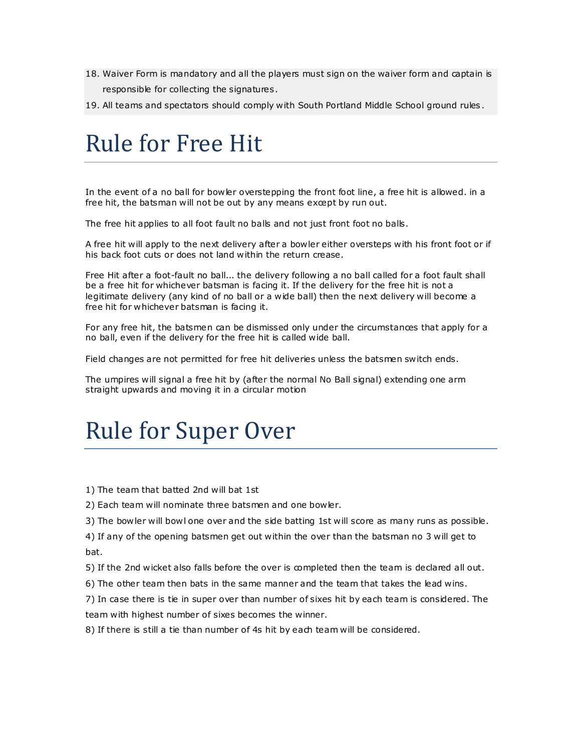18. Waiver Form is mandatory and all the players must sign on the waiver form and captain is responsible for collecting the signatures.
19. All teams and spectators should comply with South Portland Middle School ground rules.

# Rule for Free Hit

In the event of a no ball for bowler overstepping the front foot line, a free hit is allowed. in a free hit, the batsman will not be out by any means except by run out.

The free hit applies to all foot fault no balls and not just front foot no balls.

A free hit will apply to the next delivery after a bowler either oversteps with his front foot or if his back foot cuts or does not land within the return crease.

Free Hit after a foot-fault no ball... the delivery following a no ball called for a foot fault shall be a free hit for whichever batsman is facing it. If the delivery for the free hit is not a legitimate delivery (any kind of no ball or a wide ball) then the next delivery will become a free hit for whichever batsman is facing it.

For any free hit, the batsmen can be dismissed only under the circumstances that apply for a no ball, even if the delivery for the free hit is called wide ball.

Field changes are not permitted for free hit deliveries unless the batsmen switch ends.

The umpires will signal a free hit by (after the normal No Ball signal) extending one arm straight upwards and moving it in a circular motion

# Rule for Super Over

1) The team that batted 2nd will bat 1st

2) Each team will nominate three batsmen and one bowler.

3) The bowler will bowl one over and the side batting 1st will score as many runs as possible.

4) If any of the opening batsmen get out within the over than the batsman no 3 will get to bat.

5) If the 2nd wicket also falls before the over is completed then the team is declared all out.

6) The other team then bats in the same manner and the team that takes the lead wins.

7) In case there is tie in super over than number of sixes hit by each team is considered. The team with highest number of sixes becomes the winner.

8) If there is still a tie than number of 4s hit by each team will be considered.